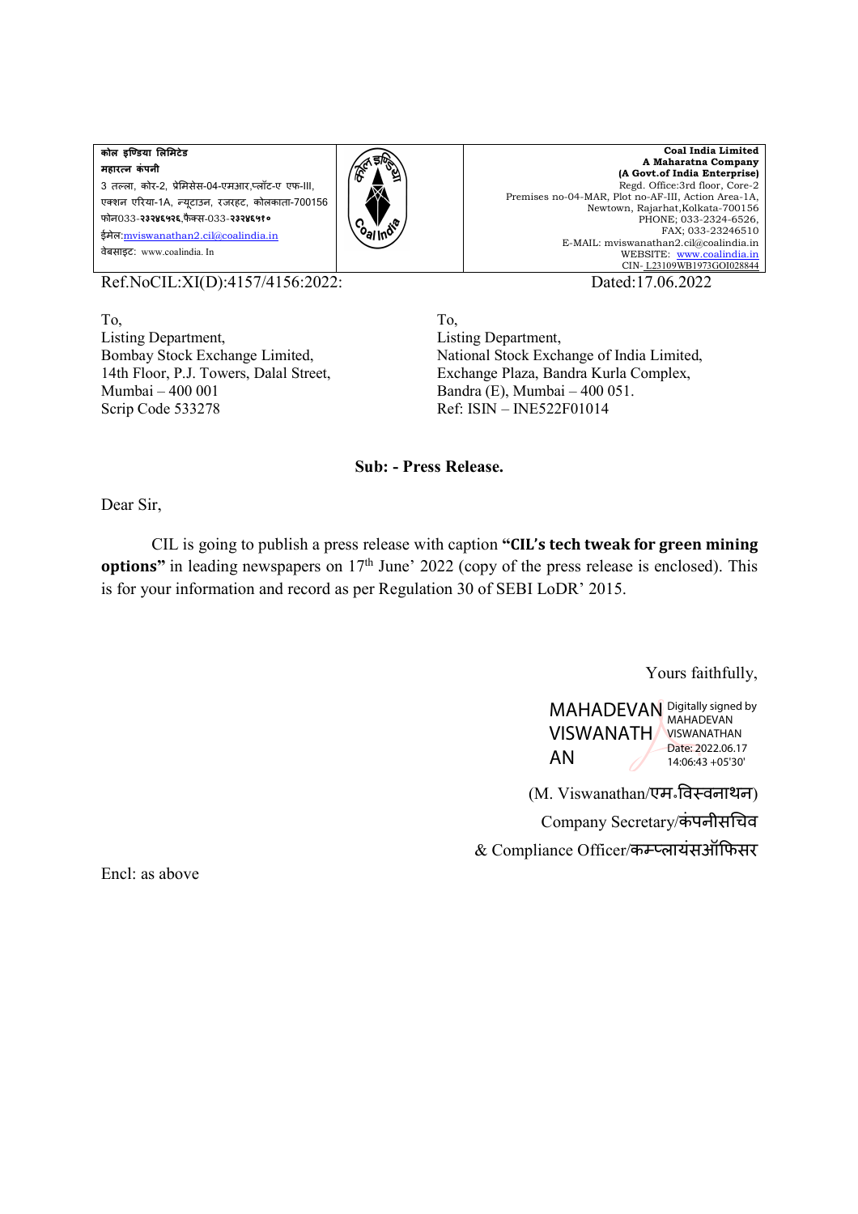कोल इण्डिया लिमिटेड
महारत्न कंपनी
3 तल्ला, कोर-2, प्रेमिसेस-04-एमआर,प्लॉट-ए एफ-III,
एक्शन एरिया-1A, न्यूटाउन, रजरहट, कोलकाता-700156
फोन033-२३२४६५२६,फैक्स-033-२३२४६५१०
ईमेल:mviswanathan2.cil@coalindia.in
वेबसाइट: www.coalindia. In

**Coal India Limited**
**A Maharatna Company**
**(A Govt.of India Enterprise)**
Regd. Office:3rd floor, Core-2
Premises no-04-MAR, Plot no-AF-III, Action Area-1A,
Newtown, Rajarhat,Kolkata-700156
PHONE; 033-2324-6526,
FAX; 033-23246510
E-MAIL: mviswanathan2.cil@coalindia.in
WEBSITE: www.coalindia.in
CIN- L23109WB1973GOI028844

Ref.NoCIL:XI(D):4157/4156:2022:

Dated:17.06.2022

To,
Listing Department,
Bombay Stock Exchange Limited,
14th Floor, P.J. Towers, Dalal Street,
Mumbai – 400 001
Scrip Code 533278

To,
Listing Department,
National Stock Exchange of India Limited,
Exchange Plaza, Bandra Kurla Complex,
Bandra (E), Mumbai – 400 051.
Ref: ISIN – INE522F01014

**Sub: - Press Release.**

Dear Sir,

CIL is going to publish a press release with caption **"CIL's tech tweak for green mining options"** in leading newspapers on 17th June' 2022 (copy of the press release is enclosed). This is for your information and record as per Regulation 30 of SEBI LoDR' 2015.

Yours faithfully,

MAHADEVAN VISWANATHAN
Digitally signed by MAHADEVAN VISWANATHAN
Date: 2022.06.17 14:06:43 +05'30'

(M. Viswanathan/एम॰विस्वनाथन)
Company Secretary/कंपनीसचिव
& Compliance Officer/कम्प्लायंसऑफिसर

Encl: as above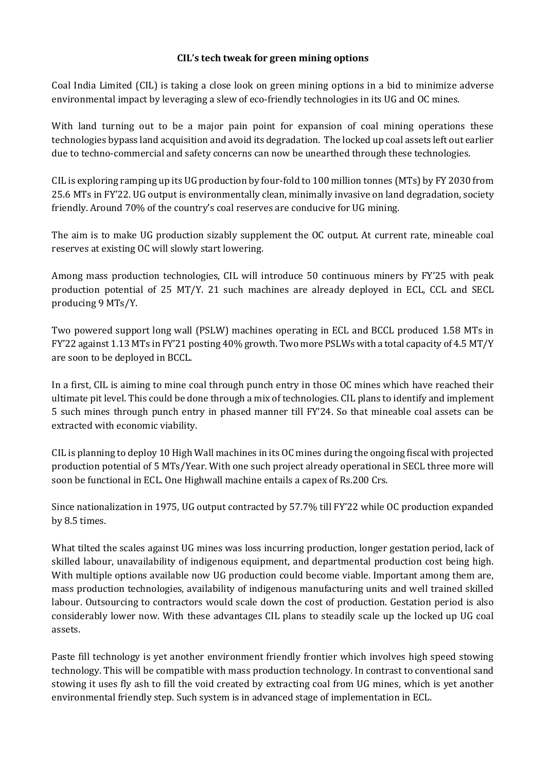**CIL's tech tweak for green mining options**

Coal India Limited (CIL) is taking a close look on green mining options in a bid to minimize adverse environmental impact by leveraging a slew of eco-friendly technologies in its UG and OC mines.

With land turning out to be a major pain point for expansion of coal mining operations these technologies bypass land acquisition and avoid its degradation. The locked up coal assets left out earlier due to techno-commercial and safety concerns can now be unearthed through these technologies.

CIL is exploring ramping up its UG production by four-fold to 100 million tonnes (MTs) by FY 2030 from 25.6 MTs in FY'22. UG output is environmentally clean, minimally invasive on land degradation, society friendly. Around 70% of the country's coal reserves are conducive for UG mining.

The aim is to make UG production sizably supplement the OC output. At current rate, mineable coal reserves at existing OC will slowly start lowering.

Among mass production technologies, CIL will introduce 50 continuous miners by FY'25 with peak production potential of 25 MT/Y. 21 such machines are already deployed in ECL, CCL and SECL producing 9 MTs/Y.

Two powered support long wall (PSLW) machines operating in ECL and BCCL produced 1.58 MTs in FY'22 against 1.13 MTs in FY'21 posting 40% growth. Two more PSLWs with a total capacity of 4.5 MT/Y are soon to be deployed in BCCL.

In a first, CIL is aiming to mine coal through punch entry in those OC mines which have reached their ultimate pit level. This could be done through a mix of technologies. CIL plans to identify and implement 5 such mines through punch entry in phased manner till FY'24. So that mineable coal assets can be extracted with economic viability.

CIL is planning to deploy 10 High Wall machines in its OC mines during the ongoing fiscal with projected production potential of 5 MTs/Year. With one such project already operational in SECL three more will soon be functional in ECL. One Highwall machine entails a capex of Rs.200 Crs.

Since nationalization in 1975, UG output contracted by 57.7% till FY'22 while OC production expanded by 8.5 times.

What tilted the scales against UG mines was loss incurring production, longer gestation period, lack of skilled labour, unavailability of indigenous equipment, and departmental production cost being high. With multiple options available now UG production could become viable. Important among them are, mass production technologies, availability of indigenous manufacturing units and well trained skilled labour. Outsourcing to contractors would scale down the cost of production. Gestation period is also considerably lower now. With these advantages CIL plans to steadily scale up the locked up UG coal assets.

Paste fill technology is yet another environment friendly frontier which involves high speed stowing technology. This will be compatible with mass production technology. In contrast to conventional sand stowing it uses fly ash to fill the void created by extracting coal from UG mines, which is yet another environmental friendly step. Such system is in advanced stage of implementation in ECL.